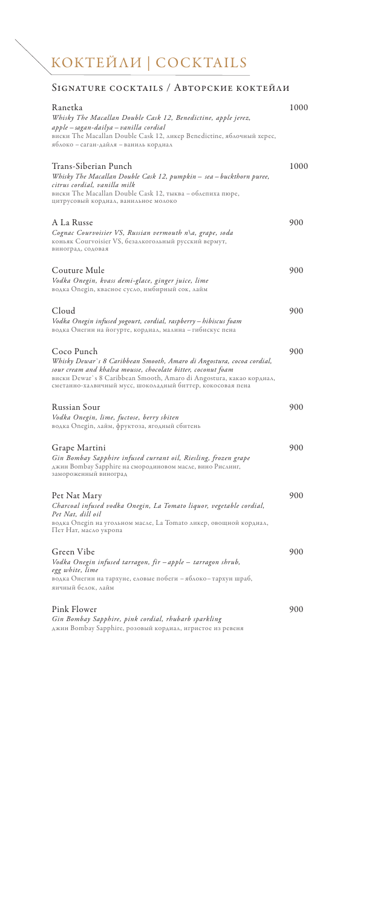# КОКТЕЙЛИ | COCKTAILS

## Signature cocktails / Авторские коктейли

**Ranetka** — 1000

*Whisky The Macallan Double Cask 12, Benedictine, apple jerez, apple – sagan-dailya – vanilla cordial*

виски The Macallan Double Cask 12, ликер Benedictine, яблочный херес, яблоко – саган-дайля – ваниль кордиал

**Trans-Siberian Punch** — 1000

*Whisky The Macallan Double Cask 12, pumpkin – sea – buckthorn puree, citrus cordial, vanilla milk*

виски The Macallan Double Cask 12, тыква – облепиха пюре, цитрусовый кордиал, ванильное молоко

**A La Russe** — 900

*Cognac Courvoisier VS, Russian vermouth n\a, grape, soda*

коньяк Courvoisier VS, безалкогольный русский вермут, виноград, содовая

**Couture Mule** — 900

*Vodka Onegin, kvass demi-glace, ginger juice, lime*

водка Onegin, квасное сусло, имбирный сок, лайм

**Cloud** — 900

*Vodka Onegin infused yogourt, cordial, raspberry – hibiscus foam*

водка Онегин на йогурте, кордиал, малина – гибискус пена

**Coco Punch** — 900

*Whisky Dewar`s 8 Caribbean Smooth, Amaro di Angostura, cocoa cordial, sour cream and khalva mousse, chocolate bitter, coconut foam*

виски Dewar`s 8 Caribbean Smooth, Amaro di Angostura, какао кордиал, сметанно-халвичный мусс, шоколадный биттер, кокосовая пена

**Russian Sour** — 900

*Vodka Onegin, lime, fuctose, berry sbiten*

водка Onegin, лайм, фруктоза, ягодный сбитень

**Grape Martini** — 900

*Gin Bombay Sapphire infused currant oil, Riesling, frozen grape*

джин Bombay Sapphire на смородиновом масле, вино Рислинг, замороженный виноград

**Pet Nat Mary** — 900

*Charcoal infused vodka Onegin, La Tomato liquor, vegetable cordial, Pet Nat, dill oil*

водка Onegin на угольном масле, La Tomato ликер, овощной кордиал, Пет Нат, масло укропа

**Green Vibe** — 900

*Vodka Onegin infused tarragon, fir – apple – tarragon shrub, egg white, lime*

водка Онегин на тархуне, еловые побеги – яблоко– тархун шраб, яичный белок, лайм

**Pink Flower** — 900

*Gin Bombay Sapphire, pink cordial, rhubarb sparkling*

джин Bombay Sapphire, розовый кордиал, игристое из ревеня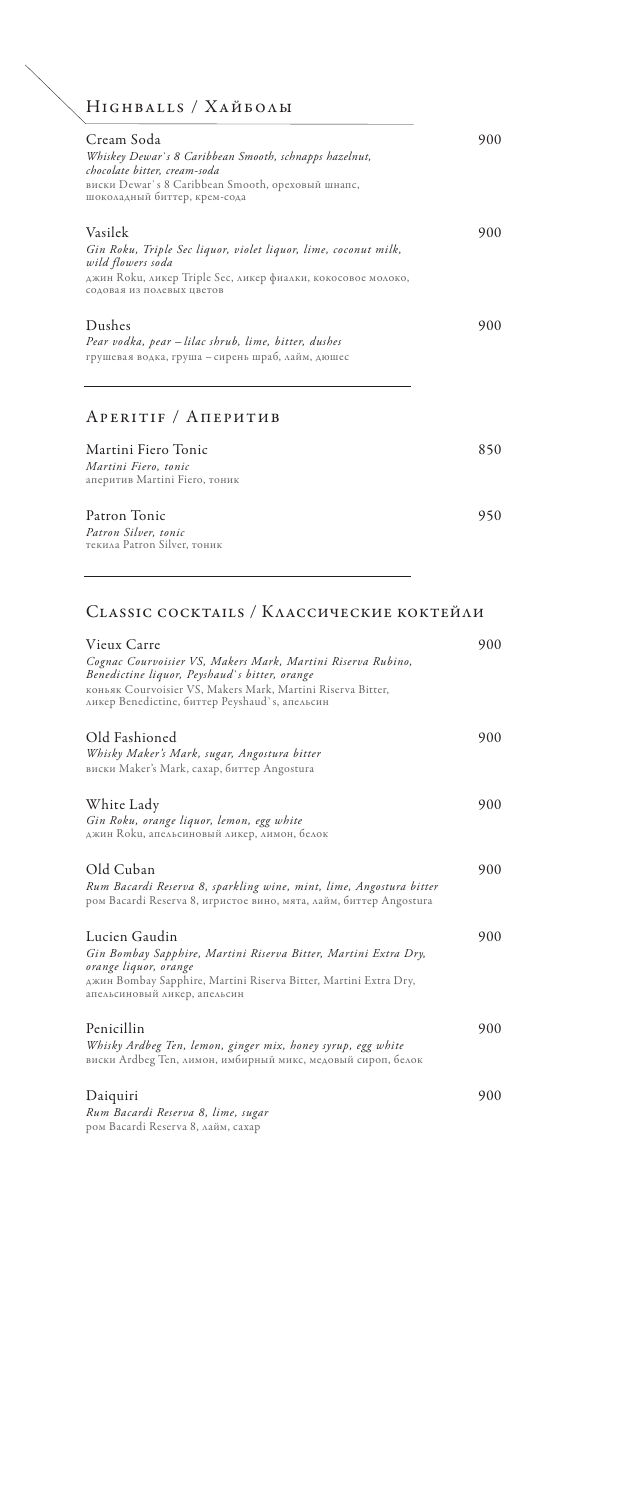## Highballs / Хайболы

**Cream Soda** — 900
*Whiskey Dewar`s 8 Caribbean Smooth, schnapps hazelnut, chocolate bitter, cream-soda*
виски Dewar`s 8 Caribbean Smooth, ореховый шнапс, шоколадный биттер, крем-сода

**Vasilek** — 900
*Gin Roku, Triple Sec liquor, violet liquor, lime, coconut milk, wild flowers soda*
джин Roku, ликер Triple Sec, ликер фиалки, кокосовое молоко, содовая из полевых цветов

**Dushes** — 900
*Pear vodka, pear – lilac shrub, lime, bitter, dushes*
грушевая водка, груша – сирень шраб, лайм, дюшес

## Aperitif / Аперитив

**Martini Fiero Tonic** — 850
*Martini Fiero, tonic*
аперитив Martini Fiero, тоник

**Patron Tonic** — 950
*Patron Silver, tonic*
текила Patron Silver, тоник

## Classic cocktails / Классические коктейли

**Vieux Carre** — 900
*Cognac Courvoisier VS, Makers Mark, Martini Riserva Rubino, Benedictine liquor, Peyshaud`s bitter, orange*
коньяк Courvoisier VS, Makers Mark, Martini Riserva Bitter, ликер Benedictine, биттер Peyshaud`s, апельсин

**Old Fashioned** — 900
*Whisky Maker's Mark, sugar, Angostura bitter*
виски Maker's Mark, сахар, биттер Angostura

**White Lady** — 900
*Gin Roku, orange liquor, lemon, egg white*
джин Roku, апельсиновый ликер, лимон, белок

**Old Cuban** — 900
*Rum Bacardi Reserva 8, sparkling wine, mint, lime, Angostura bitter*
ром Bacardi Reserva 8, игристое вино, мята, лайм, биттер Angostura

**Lucien Gaudin** — 900
*Gin Bombay Sapphire, Martini Riserva Bitter, Martini Extra Dry, orange liquor, orange*
джин Bombay Sapphire, Martini Riserva Bitter, Martini Extra Dry, апельсиновый ликер, апельсин

**Penicillin** — 900
*Whisky Ardbeg Ten, lemon, ginger mix, honey syrup, egg white*
виски Ardbeg Ten, лимон, имбирный микс, медовый сироп, белок

**Daiquiri** — 900
*Rum Bacardi Reserva 8, lime, sugar*
ром Bacardi Reserva 8, лайм, сахар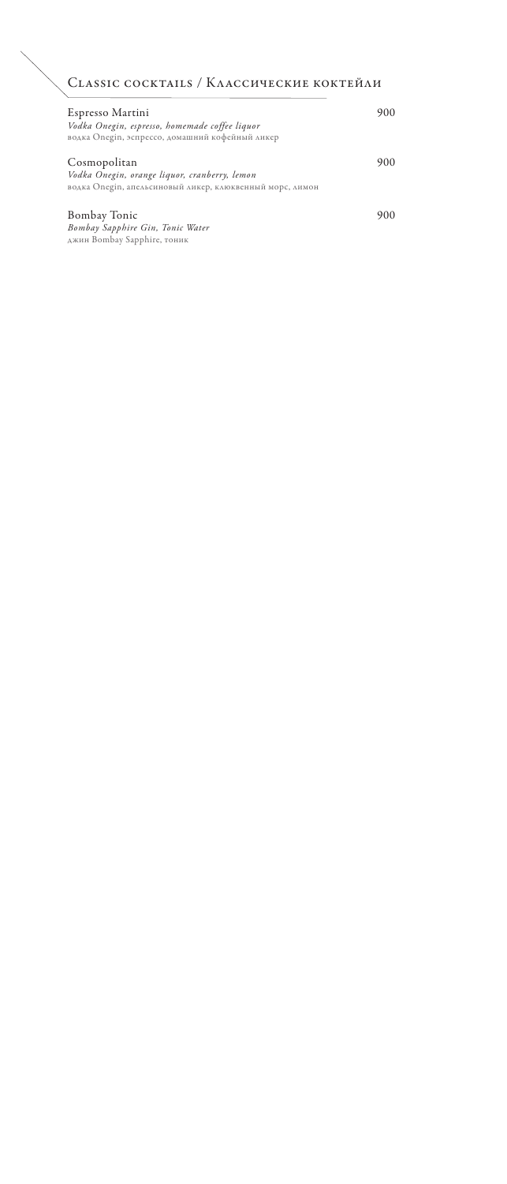## Classic cocktails / Классические коктейли

Espresso Martini 900
*Vodka Onegin, espresso, homemade coffee liquor*
водка Onegin, эспрессо, домашний кофейный ликер

Cosmopolitan 900
*Vodka Onegin, orange liquor, cranberry, lemon*
водка Onegin, апельсиновый ликер, клюквенный морс, лимон

Bombay Tonic 900
*Bombay Sapphire Gin, Tonic Water*
джин Bombay Sapphire, тоник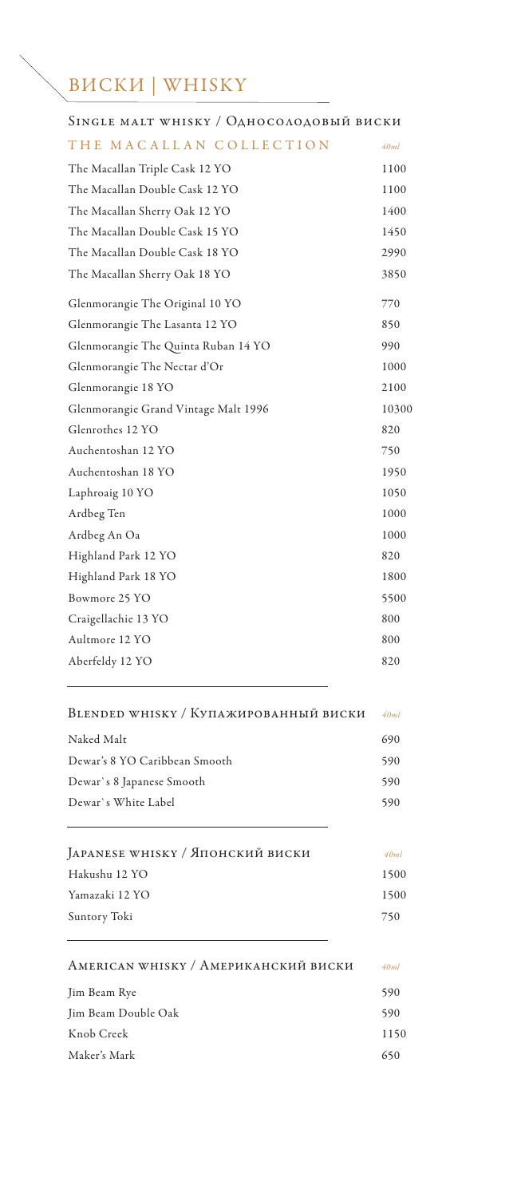# ВИСКИ | WHISKY

## Single malt whisky / Односолодовый виски

| THE MACALLAN COLLECTION | 40ml |
|---|---|
| The Macallan Triple Cask 12 YO | 1100 |
| The Macallan Double Cask 12 YO | 1100 |
| The Macallan Sherry Oak 12 YO | 1400 |
| The Macallan Double Cask 15 YO | 1450 |
| The Macallan Double Cask 18 YO | 2990 |
| The Macallan Sherry Oak 18 YO | 3850 |
| Glenmorangie The Original 10 YO | 770 |
| Glenmorangie The Lasanta 12 YO | 850 |
| Glenmorangie The Quinta Ruban 14 YO | 990 |
| Glenmorangie The Nectar d'Or | 1000 |
| Glenmorangie 18 YO | 2100 |
| Glenmorangie Grand Vintage Malt 1996 | 10300 |
| Glenrothes 12 YO | 820 |
| Auchentoshan 12 YO | 750 |
| Auchentoshan 18 YO | 1950 |
| Laphroaig 10 YO | 1050 |
| Ardbeg Ten | 1000 |
| Ardbeg An Oa | 1000 |
| Highland Park 12 YO | 820 |
| Highland Park 18 YO | 1800 |
| Bowmore 25 YO | 5500 |
| Craigellachie 13 YO | 800 |
| Aultmore 12 YO | 800 |
| Aberfeldy 12 YO | 820 |

## Blended whisky / Купажированный виски

| | 40ml |
|---|---|
| Naked Malt | 690 |
| Dewar's 8 YO Caribbean Smooth | 590 |
| Dewar`s 8 Japanese Smooth | 590 |
| Dewar`s White Label | 590 |

## Japanese whisky / Японский виски

| | 40ml |
|---|---|
| Hakushu 12 YO | 1500 |
| Yamazaki 12 YO | 1500 |
| Suntory Toki | 750 |

## American whisky / Американский виски

| | 40ml |
|---|---|
| Jim Beam Rye | 590 |
| Jim Beam Double Oak | 590 |
| Knob Creek | 1150 |
| Maker's Mark | 650 |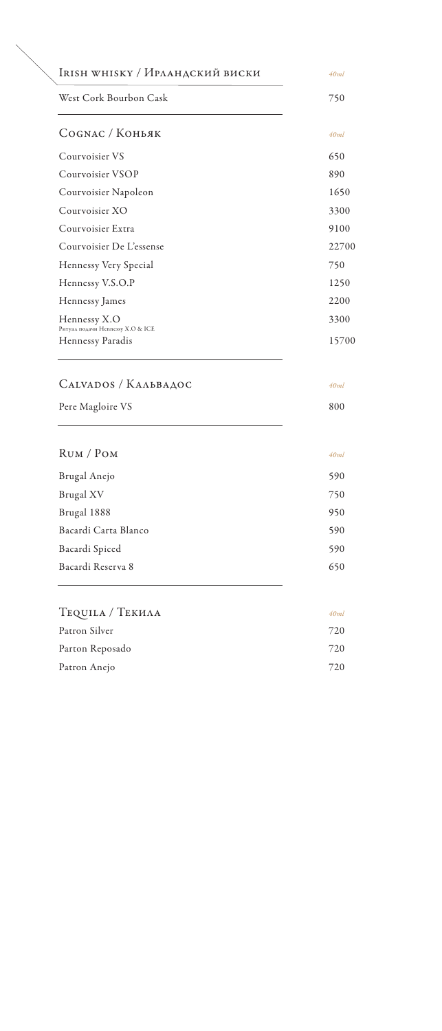## Irish whisky / Ирландский виски

| | *40ml* |
|---|---|
| West Cork Bourbon Cask | 750 |

## Cognac / Коньяк

| | *40ml* |
|---|---|
| Courvoisier VS | 650 |
| Courvoisier VSOP | 890 |
| Courvoisier Napoleon | 1650 |
| Courvoisier XO | 3300 |
| Courvoisier Extra | 9100 |
| Courvoisier De L'essense | 22700 |
| Hennessy Very Special | 750 |
| Hennessy V.S.O.P | 1250 |
| Hennessy James | 2200 |
| Hennessy X.O<br>Ритуал подачи Hennessy X.O & ICE | 3300 |
| Hennessy Paradis | 15700 |

## Calvados / Кальвадос

| | *40ml* |
|---|---|
| Pere Magloire VS | 800 |

## Rum / Ром

| | *40ml* |
|---|---|
| Brugal Anejo | 590 |
| Brugal XV | 750 |
| Brugal 1888 | 950 |
| Bacardi Carta Blanco | 590 |
| Bacardi Spiced | 590 |
| Bacardi Reserva 8 | 650 |

## Tequila / Текила

| | *40ml* |
|---|---|
| Patron Silver | 720 |
| Parton Reposado | 720 |
| Patron Anejo | 720 |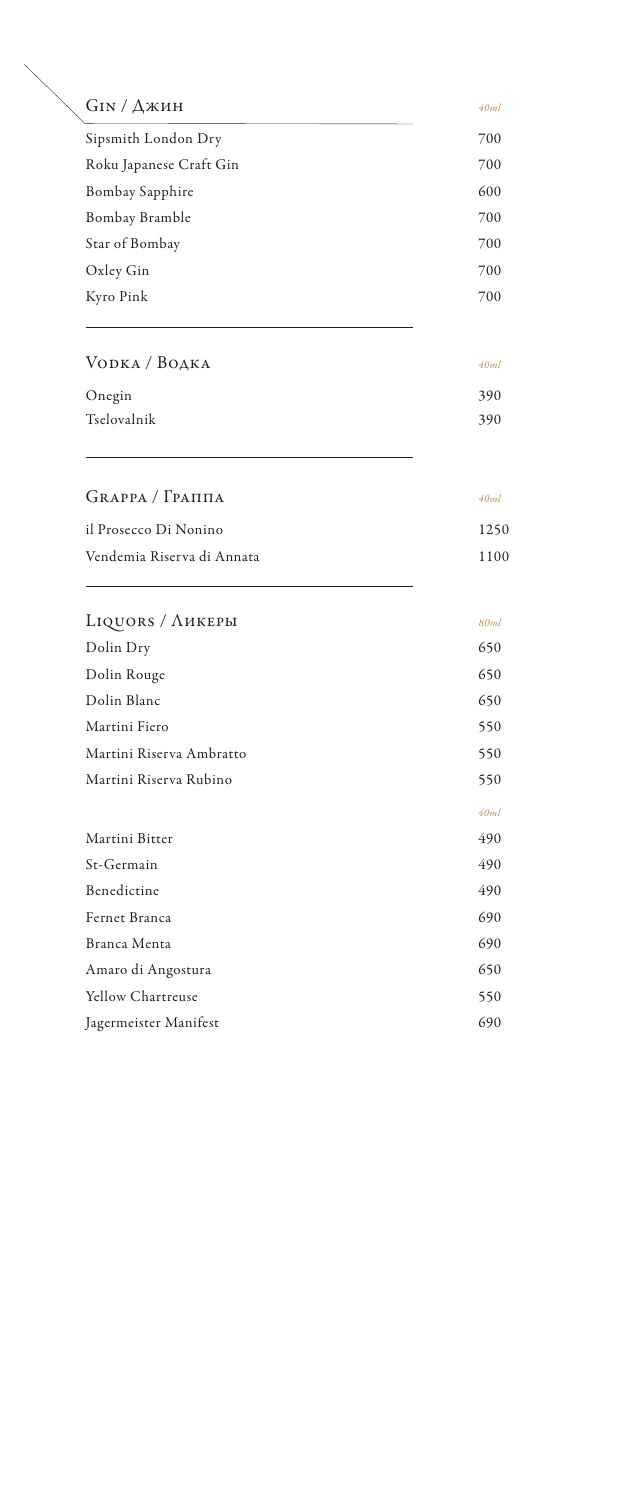## Gin / Джин

| | *40ml* |
|---|---|
| Sipsmith London Dry | 700 |
| Roku Japanese Craft Gin | 700 |
| Bombay Sapphire | 600 |
| Bombay Bramble | 700 |
| Star of Bombay | 700 |
| Oxley Gin | 700 |
| Kyro Pink | 700 |

## Vodka / Водка

| | *40ml* |
|---|---|
| Onegin | 390 |
| Tselovalnik | 390 |

## Grappa / Граппа

| | *40ml* |
|---|---|
| il Prosecco Di Nonino | 1250 |
| Vendemia Riserva di Annata | 1100 |

## Liquors / Ликеры

| | *80ml* |
|---|---|
| Dolin Dry | 650 |
| Dolin Rouge | 650 |
| Dolin Blanc | 650 |
| Martini Fiero | 550 |
| Martini Riserva Ambratto | 550 |
| Martini Riserva Rubino | 550 |

| | *40ml* |
|---|---|
| Martini Bitter | 490 |
| St-Germain | 490 |
| Benedictine | 490 |
| Fernet Branca | 690 |
| Branca Menta | 690 |
| Amaro di Angostura | 650 |
| Yellow Chartreuse | 550 |
| Jagermeister Manifest | 690 |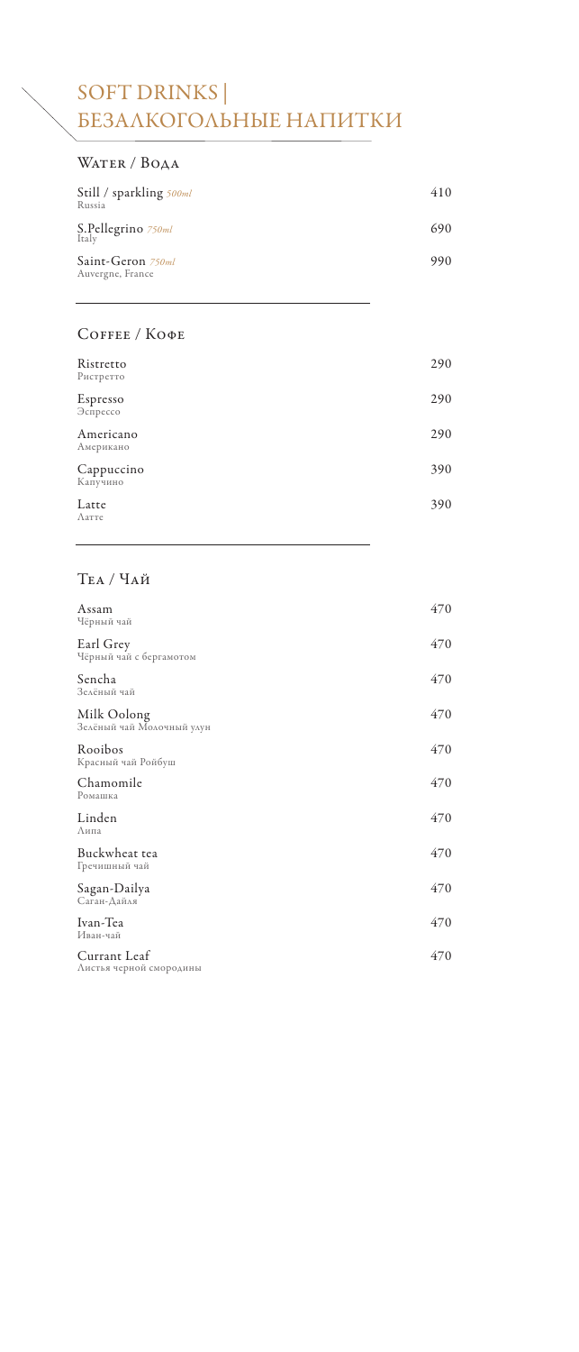# SOFT DRINKS | БЕЗАЛКОГОЛЬНЫЕ НАПИТКИ

## Water / Вода

| | |
|---|---|
| Still / sparkling *500ml*<br>Russia | 410 |
| S.Pellegrino *750ml*<br>Italy | 690 |
| Saint-Geron *750ml*<br>Auvergne, France | 990 |

## Coffee / Кофе

| | |
|---|---|
| Ristretto<br>Ристретто | 290 |
| Espresso<br>Эспрессо | 290 |
| Americano<br>Американо | 290 |
| Cappuccino<br>Капучино | 390 |
| Latte<br>Латте | 390 |

## Tea / Чай

| | |
|---|---|
| Assam<br>Чёрный чай | 470 |
| Earl Grey<br>Чёрный чай с бергамотом | 470 |
| Sencha<br>Зелёный чай | 470 |
| Milk Oolong<br>Зелёный чай Молочный улун | 470 |
| Rooibos<br>Красный чай Ройбуш | 470 |
| Chamomile<br>Ромашка | 470 |
| Linden<br>Липа | 470 |
| Buckwheat tea<br>Гречишный чай | 470 |
| Sagan-Dailya<br>Саган-Дайля | 470 |
| Ivan-Tea<br>Иван-чай | 470 |
| Currant Leaf<br>Листья черной смородины | 470 |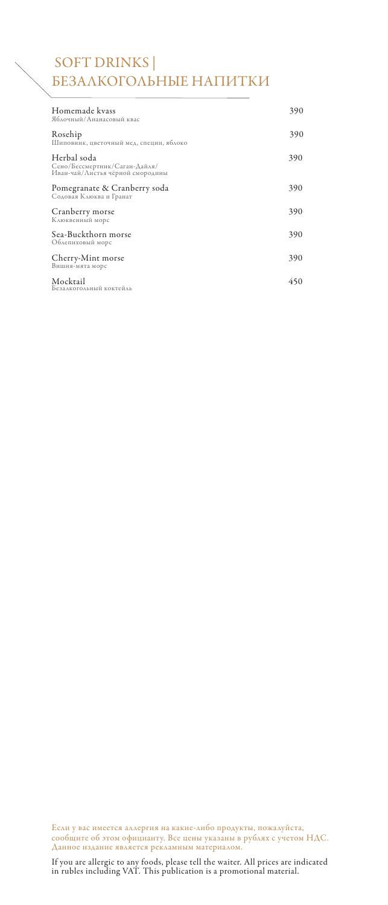# SOFT DRINKS | БЕЗАЛКОГОЛЬНЫЕ НАПИТКИ

| | |
|---|---|
| Homemade kvass<br>Яблочный/Ананасовый квас | 390 |
| Rosehip<br>Шиповник, цветочный мед, специи, яблоко | 390 |
| Herbal soda<br>Сено/Бессмертник/Саган-Дайля/<br>Иван-чай/Листья чёрной смородины | 390 |
| Pomegranate & Cranberry soda<br>Содовая Клюква и Гранат | 390 |
| Cranberry morse<br>Клюквенный морс | 390 |
| Sea-Buckthorn morse<br>Облепиховый морс | 390 |
| Cherry-Mint morse<br>Вишня-мята морс | 390 |
| Mocktail<br>Безалкогольный коктейль | 450 |

Если у вас имеется аллергия на какие-либо продукты, пожалуйста, сообщите об этом официанту. Все цены указаны в рублях с учетом НДС. Данное издание является рекламным материалом.

If you are allergic to any foods, please tell the waiter. All prices are indicated in rubles including VAT. This publication is a promotional material.